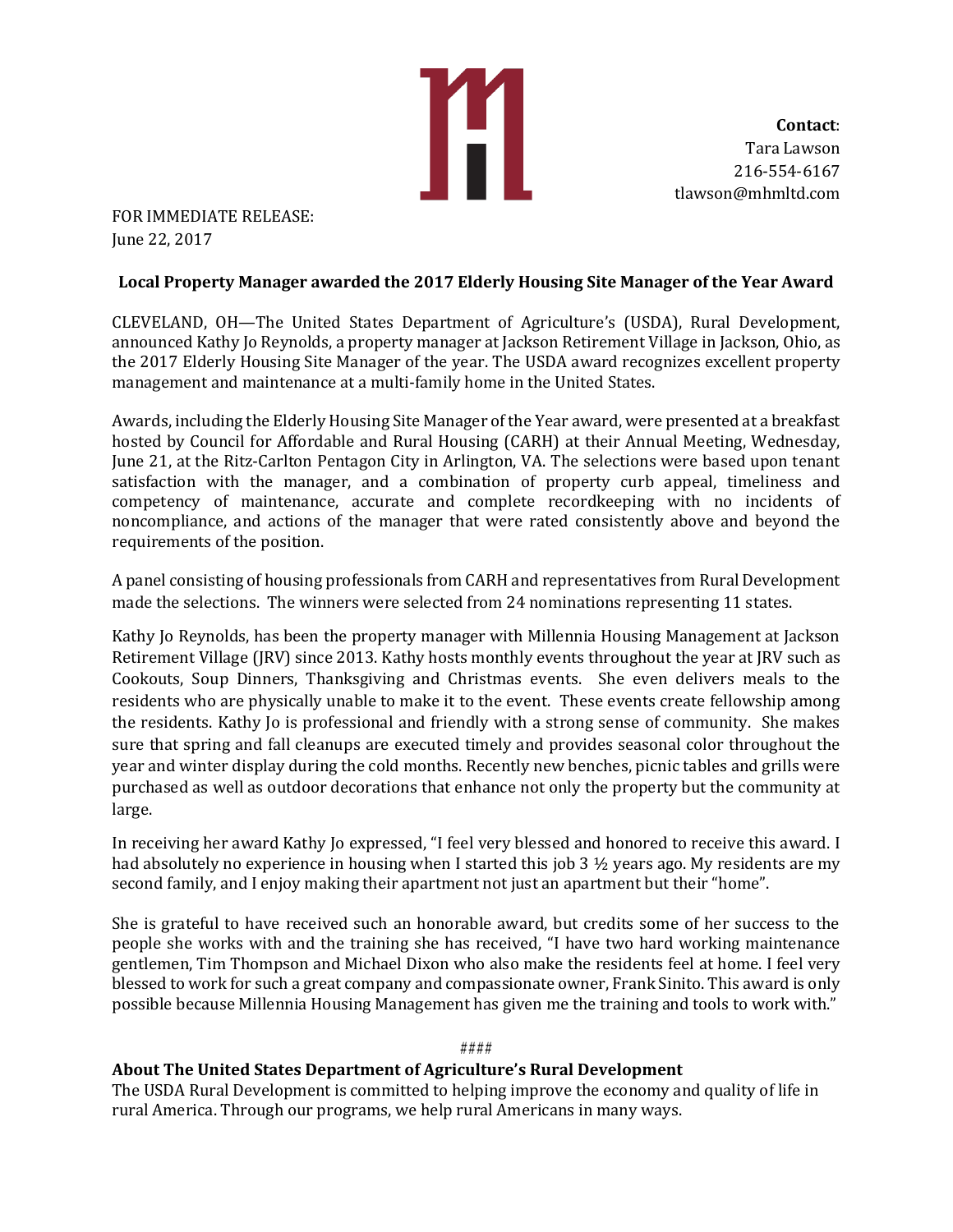**Contact**:
Tara Lawson
216-554-6167
tlawson@mhmltd.com

FOR IMMEDIATE RELEASE:
June 22, 2017

## Local Property Manager awarded the 2017 Elderly Housing Site Manager of the Year Award

CLEVELAND, OH—The United States Department of Agriculture's (USDA), Rural Development, announced Kathy Jo Reynolds, a property manager at Jackson Retirement Village in Jackson, Ohio, as the 2017 Elderly Housing Site Manager of the year. The USDA award recognizes excellent property management and maintenance at a multi-family home in the United States.

Awards, including the Elderly Housing Site Manager of the Year award, were presented at a breakfast hosted by Council for Affordable and Rural Housing (CARH) at their Annual Meeting, Wednesday, June 21, at the Ritz-Carlton Pentagon City in Arlington, VA. The selections were based upon tenant satisfaction with the manager, and a combination of property curb appeal, timeliness and competency of maintenance, accurate and complete recordkeeping with no incidents of noncompliance, and actions of the manager that were rated consistently above and beyond the requirements of the position.

A panel consisting of housing professionals from CARH and representatives from Rural Development made the selections. The winners were selected from 24 nominations representing 11 states.

Kathy Jo Reynolds, has been the property manager with Millennia Housing Management at Jackson Retirement Village (JRV) since 2013. Kathy hosts monthly events throughout the year at JRV such as Cookouts, Soup Dinners, Thanksgiving and Christmas events. She even delivers meals to the residents who are physically unable to make it to the event. These events create fellowship among the residents. Kathy Jo is professional and friendly with a strong sense of community. She makes sure that spring and fall cleanups are executed timely and provides seasonal color throughout the year and winter display during the cold months. Recently new benches, picnic tables and grills were purchased as well as outdoor decorations that enhance not only the property but the community at large.

In receiving her award Kathy Jo expressed, "I feel very blessed and honored to receive this award. I had absolutely no experience in housing when I started this job 3 ½ years ago. My residents are my second family, and I enjoy making their apartment not just an apartment but their "home".

She is grateful to have received such an honorable award, but credits some of her success to the people she works with and the training she has received, "I have two hard working maintenance gentlemen, Tim Thompson and Michael Dixon who also make the residents feel at home. I feel very blessed to work for such a great company and compassionate owner, Frank Sinito. This award is only possible because Millennia Housing Management has given me the training and tools to work with."

####

### About The United States Department of Agriculture's Rural Development

The USDA Rural Development is committed to helping improve the economy and quality of life in rural America. Through our programs, we help rural Americans in many ways.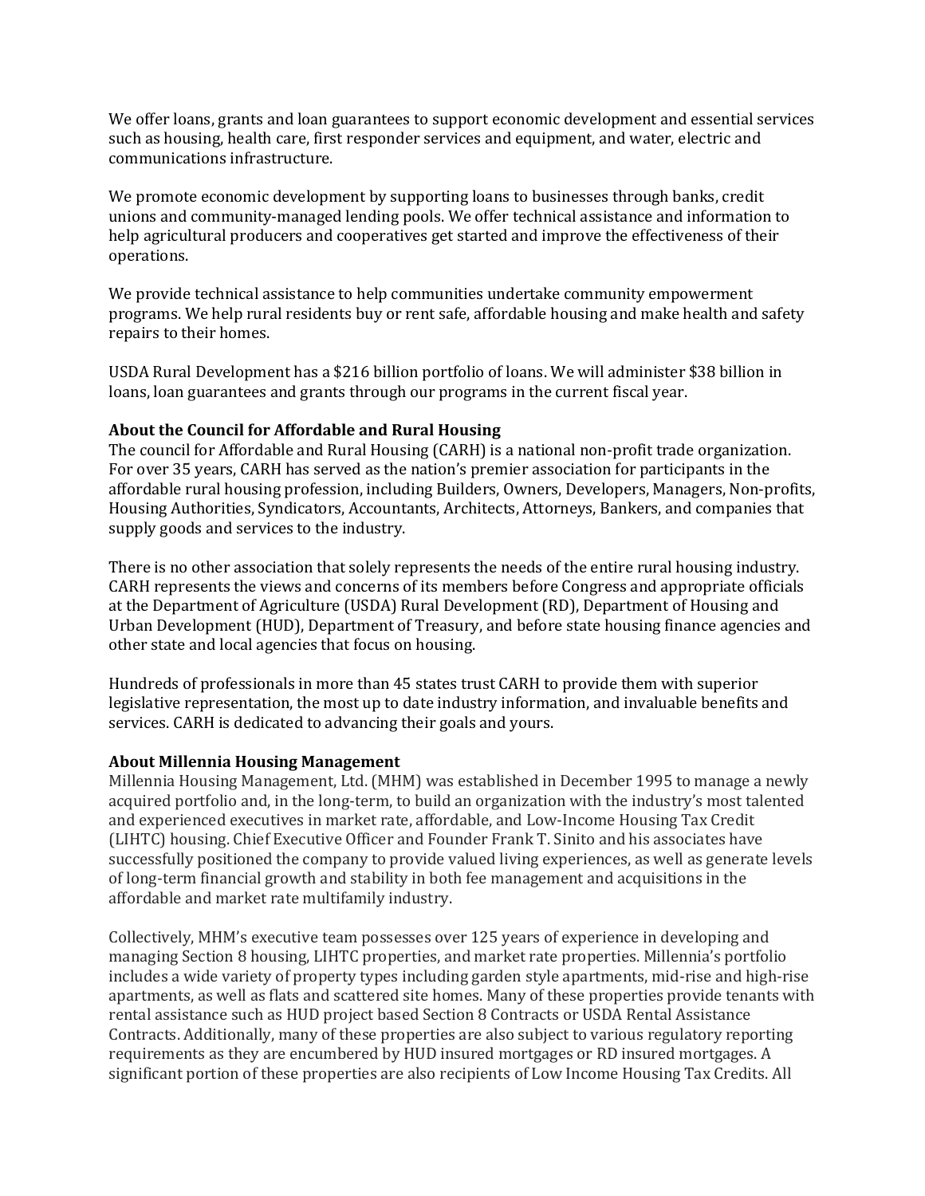We offer loans, grants and loan guarantees to support economic development and essential services such as housing, health care, first responder services and equipment, and water, electric and communications infrastructure.

We promote economic development by supporting loans to businesses through banks, credit unions and community-managed lending pools. We offer technical assistance and information to help agricultural producers and cooperatives get started and improve the effectiveness of their operations.

We provide technical assistance to help communities undertake community empowerment programs. We help rural residents buy or rent safe, affordable housing and make health and safety repairs to their homes.

USDA Rural Development has a $216 billion portfolio of loans. We will administer $38 billion in loans, loan guarantees and grants through our programs in the current fiscal year.

**About the Council for Affordable and Rural Housing**
The council for Affordable and Rural Housing (CARH) is a national non-profit trade organization. For over 35 years, CARH has served as the nation's premier association for participants in the affordable rural housing profession, including Builders, Owners, Developers, Managers, Non-profits, Housing Authorities, Syndicators, Accountants, Architects, Attorneys, Bankers, and companies that supply goods and services to the industry.

There is no other association that solely represents the needs of the entire rural housing industry. CARH represents the views and concerns of its members before Congress and appropriate officials at the Department of Agriculture (USDA) Rural Development (RD), Department of Housing and Urban Development (HUD), Department of Treasury, and before state housing finance agencies and other state and local agencies that focus on housing.

Hundreds of professionals in more than 45 states trust CARH to provide them with superior legislative representation, the most up to date industry information, and invaluable benefits and services. CARH is dedicated to advancing their goals and yours.

**About Millennia Housing Management**
Millennia Housing Management, Ltd. (MHM) was established in December 1995 to manage a newly acquired portfolio and, in the long-term, to build an organization with the industry's most talented and experienced executives in market rate, affordable, and Low-Income Housing Tax Credit (LIHTC) housing. Chief Executive Officer and Founder Frank T. Sinito and his associates have successfully positioned the company to provide valued living experiences, as well as generate levels of long-term financial growth and stability in both fee management and acquisitions in the affordable and market rate multifamily industry.

Collectively, MHM's executive team possesses over 125 years of experience in developing and managing Section 8 housing, LIHTC properties, and market rate properties. Millennia's portfolio includes a wide variety of property types including garden style apartments, mid-rise and high-rise apartments, as well as flats and scattered site homes. Many of these properties provide tenants with rental assistance such as HUD project based Section 8 Contracts or USDA Rental Assistance Contracts. Additionally, many of these properties are also subject to various regulatory reporting requirements as they are encumbered by HUD insured mortgages or RD insured mortgages. A significant portion of these properties are also recipients of Low Income Housing Tax Credits. All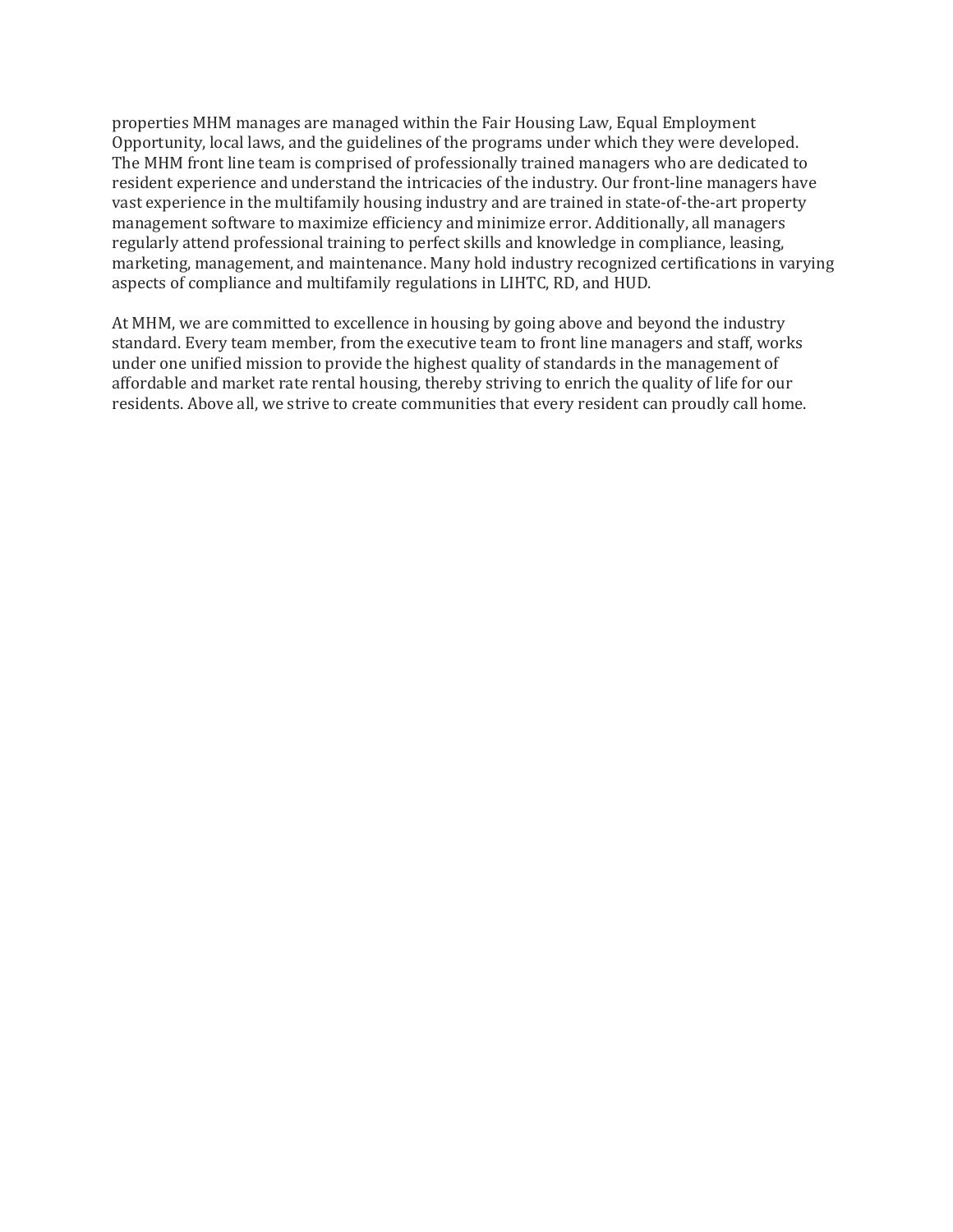properties MHM manages are managed within the Fair Housing Law, Equal Employment Opportunity, local laws, and the guidelines of the programs under which they were developed. The MHM front line team is comprised of professionally trained managers who are dedicated to resident experience and understand the intricacies of the industry. Our front-line managers have vast experience in the multifamily housing industry and are trained in state-of-the-art property management software to maximize efficiency and minimize error. Additionally, all managers regularly attend professional training to perfect skills and knowledge in compliance, leasing, marketing, management, and maintenance. Many hold industry recognized certifications in varying aspects of compliance and multifamily regulations in LIHTC, RD, and HUD.

At MHM, we are committed to excellence in housing by going above and beyond the industry standard. Every team member, from the executive team to front line managers and staff, works under one unified mission to provide the highest quality of standards in the management of affordable and market rate rental housing, thereby striving to enrich the quality of life for our residents. Above all, we strive to create communities that every resident can proudly call home.